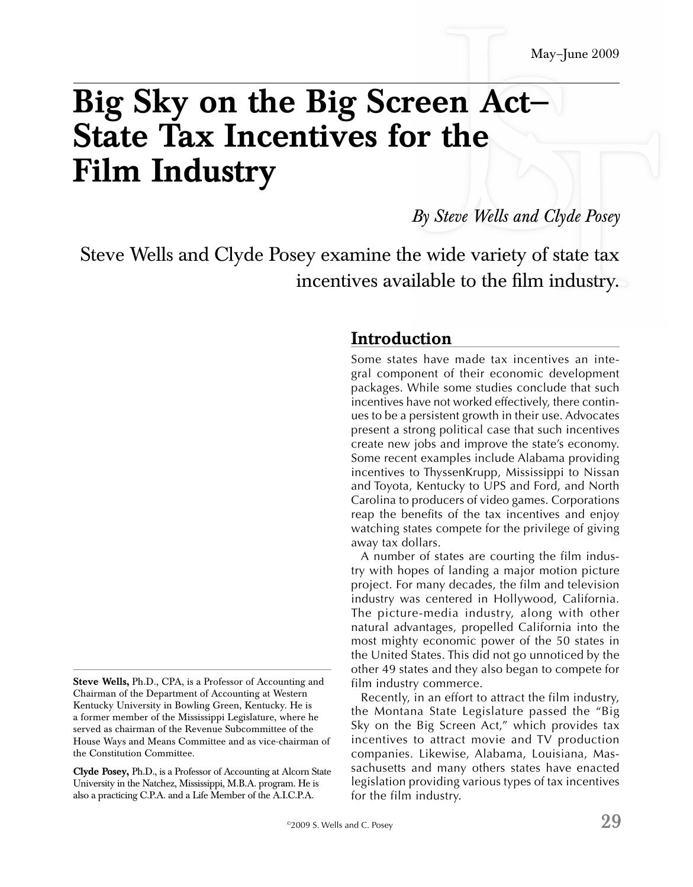# Big Sky on the Big Screen Act—State Tax Incentives for the Film Industry

*By Steve Wells and Clyde Posey*

Steve Wells and Clyde Posey examine the wide variety of state tax incentives available to the film industry.

## Introduction

Some states have made tax incentives an integral component of their economic development packages. While some studies conclude that such incentives have not worked effectively, there continues to be a persistent growth in their use. Advocates present a strong political case that such incentives create new jobs and improve the state's economy. Some recent examples include Alabama providing incentives to ThyssenKrupp, Mississippi to Nissan and Toyota, Kentucky to UPS and Ford, and North Carolina to producers of video games. Corporations reap the benefits of the tax incentives and enjoy watching states compete for the privilege of giving away tax dollars.

A number of states are courting the film industry with hopes of landing a major motion picture project. For many decades, the film and television industry was centered in Hollywood, California. The picture-media industry, along with other natural advantages, propelled California into the most mighty economic power of the 50 states in the United States. This did not go unnoticed by the other 49 states and they also began to compete for film industry commerce.

Recently, in an effort to attract the film industry, the Montana State Legislature passed the "Big Sky on the Big Screen Act," which provides tax incentives to attract movie and TV production companies. Likewise, Alabama, Louisiana, Massachusetts and many others states have enacted legislation providing various types of tax incentives for the film industry.

---

**Steve Wells,** Ph.D., CPA, is a Professor of Accounting and Chairman of the Department of Accounting at Western Kentucky University in Bowling Green, Kentucky. He is a former member of the Mississippi Legislature, where he served as chairman of the Revenue Subcommittee of the House Ways and Means Committee and as vice-chairman of the Constitution Committee.

**Clyde Posey,** Ph.D., is a Professor of Accounting at Alcorn State University in the Natchez, Mississippi, M.B.A. program. He is also a practicing C.P.A. and a Life Member of the A.I.C.P.A.

©2009 S. Wells and C. Posey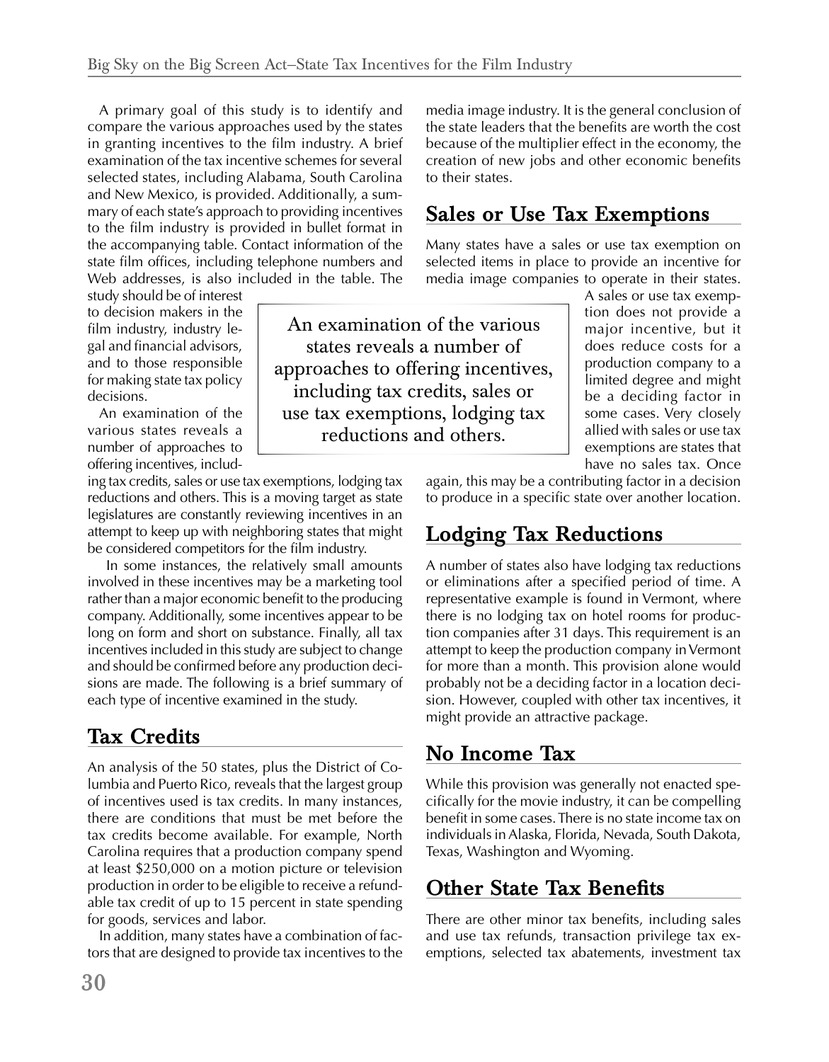A primary goal of this study is to identify and compare the various approaches used by the states in granting incentives to the film industry. A brief examination of the tax incentive schemes for several selected states, including Alabama, South Carolina and New Mexico, is provided. Additionally, a summary of each state's approach to providing incentives to the film industry is provided in bullet format in the accompanying table. Contact information of the state film offices, including telephone numbers and Web addresses, is also included in the table. The study should be of interest to decision makers in the film industry, industry legal and financial advisors, and to those responsible for making state tax policy decisions.

An examination of the various states reveals a number of approaches to offering incentives, including tax credits, sales or use tax exemptions, lodging tax reductions and others. This is a moving target as state legislatures are constantly reviewing incentives in an attempt to keep up with neighboring states that might be considered competitors for the film industry.

In some instances, the relatively small amounts involved in these incentives may be a marketing tool rather than a major economic benefit to the producing company. Additionally, some incentives appear to be long on form and short on substance. Finally, all tax incentives included in this study are subject to change and should be confirmed before any production decisions are made. The following is a brief summary of each type of incentive examined in the study.

> An examination of the various states reveals a number of approaches to offering incentives, including tax credits, sales or use tax exemptions, lodging tax reductions and others.

## Tax Credits

An analysis of the 50 states, plus the District of Columbia and Puerto Rico, reveals that the largest group of incentives used is tax credits. In many instances, there are conditions that must be met before the tax credits become available. For example, North Carolina requires that a production company spend at least $250,000 on a motion picture or television production in order to be eligible to receive a refundable tax credit of up to 15 percent in state spending for goods, services and labor.

In addition, many states have a combination of factors that are designed to provide tax incentives to the media image industry. It is the general conclusion of the state leaders that the benefits are worth the cost because of the multiplier effect in the economy, the creation of new jobs and other economic benefits to their states.

## Sales or Use Tax Exemptions

Many states have a sales or use tax exemption on selected items in place to provide an incentive for media image companies to operate in their states. A sales or use tax exemption does not provide a major incentive, but it does reduce costs for a production company to a limited degree and might be a deciding factor in some cases. Very closely allied with sales or use tax exemptions are states that have no sales tax. Once again, this may be a contributing factor in a decision to produce in a specific state over another location.

## Lodging Tax Reductions

A number of states also have lodging tax reductions or eliminations after a specified period of time. A representative example is found in Vermont, where there is no lodging tax on hotel rooms for production companies after 31 days. This requirement is an attempt to keep the production company in Vermont for more than a month. This provision alone would probably not be a deciding factor in a location decision. However, coupled with other tax incentives, it might provide an attractive package.

## No Income Tax

While this provision was generally not enacted specifically for the movie industry, it can be compelling benefit in some cases. There is no state income tax on individuals in Alaska, Florida, Nevada, South Dakota, Texas, Washington and Wyoming.

## Other State Tax Benefits

There are other minor tax benefits, including sales and use tax refunds, transaction privilege tax exemptions, selected tax abatements, investment tax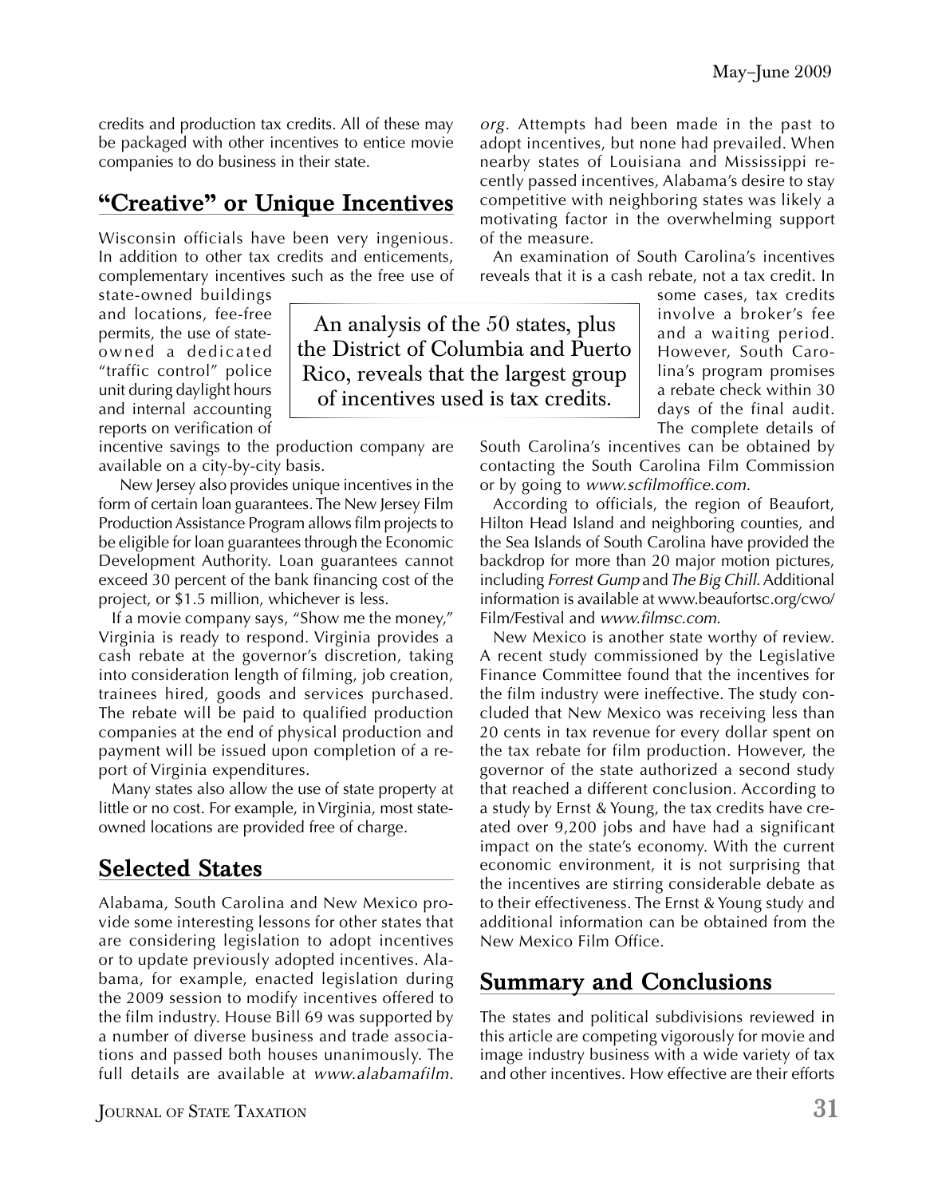credits and production tax credits. All of these may be packaged with other incentives to entice movie companies to do business in their state.

## "Creative" or Unique Incentives

Wisconsin officials have been very ingenious. In addition to other tax credits and enticements, complementary incentives such as the free use of state-owned buildings and locations, fee-free permits, the use of state-owned a dedicated "traffic control" police unit during daylight hours and internal accounting reports on verification of incentive savings to the production company are available on a city-by-city basis.

> An analysis of the 50 states, plus the District of Columbia and Puerto Rico, reveals that the largest group of incentives used is tax credits.

New Jersey also provides unique incentives in the form of certain loan guarantees. The New Jersey Film Production Assistance Program allows film projects to be eligible for loan guarantees through the Economic Development Authority. Loan guarantees cannot exceed 30 percent of the bank financing cost of the project, or $1.5 million, whichever is less.

If a movie company says, "Show me the money," Virginia is ready to respond. Virginia provides a cash rebate at the governor's discretion, taking into consideration length of filming, job creation, trainees hired, goods and services purchased. The rebate will be paid to qualified production companies at the end of physical production and payment will be issued upon completion of a report of Virginia expenditures.

Many states also allow the use of state property at little or no cost. For example, in Virginia, most state-owned locations are provided free of charge.

## Selected States

Alabama, South Carolina and New Mexico provide some interesting lessons for other states that are considering legislation to adopt incentives or to update previously adopted incentives. Alabama, for example, enacted legislation during the 2009 session to modify incentives offered to the film industry. House Bill 69 was supported by a number of diverse business and trade associations and passed both houses unanimously. The full details are available at *www.alabamafilm.org*. Attempts had been made in the past to adopt incentives, but none had prevailed. When nearby states of Louisiana and Mississippi recently passed incentives, Alabama's desire to stay competitive with neighboring states was likely a motivating factor in the overwhelming support of the measure.

An examination of South Carolina's incentives reveals that it is a cash rebate, not a tax credit. In some cases, tax credits involve a broker's fee and a waiting period. However, South Carolina's program promises a rebate check within 30 days of the final audit. The complete details of South Carolina's incentives can be obtained by contacting the South Carolina Film Commission or by going to *www.scfilmoffice.com*.

According to officials, the region of Beaufort, Hilton Head Island and neighboring counties, and the Sea Islands of South Carolina have provided the backdrop for more than 20 major motion pictures, including *Forrest Gump* and *The Big Chill*. Additional information is available at www.beaufortsc.org/cwo/Film/Festival and *www.filmsc.com*.

New Mexico is another state worthy of review. A recent study commissioned by the Legislative Finance Committee found that the incentives for the film industry were ineffective. The study concluded that New Mexico was receiving less than 20 cents in tax revenue for every dollar spent on the tax rebate for film production. However, the governor of the state authorized a second study that reached a different conclusion. According to a study by Ernst & Young, the tax credits have created over 9,200 jobs and have had a significant impact on the state's economy. With the current economic environment, it is not surprising that the incentives are stirring considerable debate as to their effectiveness. The Ernst & Young study and additional information can be obtained from the New Mexico Film Office.

## Summary and Conclusions

The states and political subdivisions reviewed in this article are competing vigorously for movie and image industry business with a wide variety of tax and other incentives. How effective are their efforts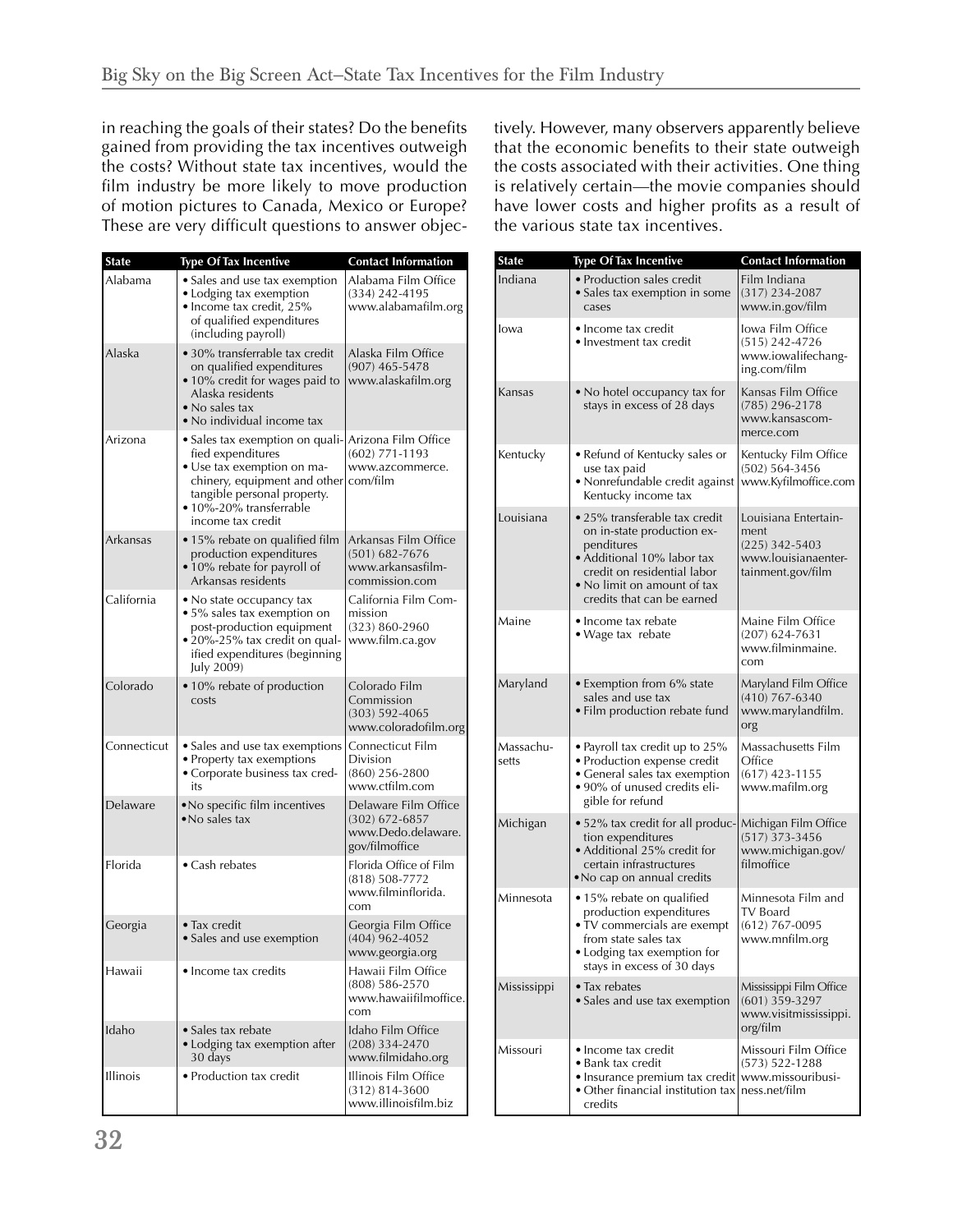in reaching the goals of their states? Do the benefits gained from providing the tax incentives outweigh the costs? Without state tax incentives, would the film industry be more likely to move production of motion pictures to Canada, Mexico or Europe? These are very difficult questions to answer objectively. However, many observers apparently believe that the economic benefits to their state outweigh the costs associated with their activities. One thing is relatively certain—the movie companies should have lower costs and higher profits as a result of the various state tax incentives.

| State | Type Of Tax Incentive | Contact Information |
|---|---|---|
| Alabama | • Sales and use tax exemption<br>• Lodging tax exemption<br>• Income tax credit, 25% of qualified expenditures (including payroll) | Alabama Film Office<br>(334) 242-4195<br>www.alabamafilm.org |
| Alaska | • 30% transferrable tax credit on qualified expenditures<br>• 10% credit for wages paid to Alaska residents<br>• No sales tax<br>• No individual income tax | Alaska Film Office<br>(907) 465-5478<br>www.alaskafilm.org |
| Arizona | • Sales tax exemption on qualified expenditures<br>• Use tax exemption on machinery, equipment and other tangible personal property.<br>• 10%-20% transferrable income tax credit | Arizona Film Office<br>(602) 771-1193<br>www.azcommerce.com/film |
| Arkansas | • 15% rebate on qualified film production expenditures<br>• 10% rebate for payroll of Arkansas residents | Arkansas Film Office<br>(501) 682-7676<br>www.arkansasfilmcommission.com |
| California | • No state occupancy tax<br>• 5% sales tax exemption on post-production equipment<br>• 20%-25% tax credit on qualified expenditures (beginning July 2009) | California Film Commission<br>(323) 860-2960<br>www.film.ca.gov |
| Colorado | • 10% rebate of production costs | Colorado Film Commission<br>(303) 592-4065<br>www.coloradofilm.org |
| Connecticut | • Sales and use tax exemptions<br>• Property tax exemptions<br>• Corporate business tax credits | Connecticut Film Division<br>(860) 256-2800<br>www.ctfilm.com |
| Delaware | • No specific film incentives<br>• No sales tax | Delaware Film Office<br>(302) 672-6857<br>www.Dedo.delaware.gov/filmoffice |
| Florida | • Cash rebates | Florida Office of Film<br>(818) 508-7772<br>www.filminflorida.com |
| Georgia | • Tax credit<br>• Sales and use exemption | Georgia Film Office<br>(404) 962-4052<br>www.georgia.org |
| Hawaii | • Income tax credits | Hawaii Film Office<br>(808) 586-2570<br>www.hawaiifilmoffice.com |
| Idaho | • Sales tax rebate<br>• Lodging tax exemption after 30 days | Idaho Film Office<br>(208) 334-2470<br>www.filmidaho.org |
| Illinois | • Production tax credit | Illinois Film Office<br>(312) 814-3600<br>www.illinoisfilm.biz |
| Indiana | • Production sales credit<br>• Sales tax exemption in some cases | Film Indiana<br>(317) 234-2087<br>www.in.gov/film |
| Iowa | • Income tax credit<br>• Investment tax credit | Iowa Film Office<br>(515) 242-4726<br>www.iowalifechanging.com/film |
| Kansas | • No hotel occupancy tax for stays in excess of 28 days | Kansas Film Office<br>(785) 296-2178<br>www.kansascommerce.com |
| Kentucky | • Refund of Kentucky sales or use tax paid<br>• Nonrefundable credit against Kentucky income tax | Kentucky Film Office<br>(502) 564-3456<br>www.Kyfilmoffice.com |
| Louisiana | • 25% transferable tax credit on in-state production expenditures<br>• Additional 10% labor tax credit on residential labor<br>• No limit on amount of tax credits that can be earned | Louisiana Entertainment<br>(225) 342-5403<br>www.louisianaentertainment.gov/film |
| Maine | • Income tax rebate<br>• Wage tax rebate | Maine Film Office<br>(207) 624-7631<br>www.filminmaine.com |
| Maryland | • Exemption from 6% state sales and use tax<br>• Film production rebate fund | Maryland Film Office<br>(410) 767-6340<br>www.marylandfilm.org |
| Massachusetts | • Payroll tax credit up to 25%<br>• Production expense credit<br>• General sales tax exemption<br>• 90% of unused credits eligible for refund | Massachusetts Film Office<br>(617) 423-1155<br>www.mafilm.org |
| Michigan | • 52% tax credit for all production expenditures<br>• Additional 25% credit for certain infrastructures<br>• No cap on annual credits | Michigan Film Office<br>(517) 373-3456<br>www.michigan.gov/filmoffice |
| Minnesota | • 15% rebate on qualified production expenditures<br>• TV commercials are exempt from state sales tax<br>• Lodging tax exemption for stays in excess of 30 days | Minnesota Film and TV Board<br>(612) 767-0095<br>www.mnfilm.org |
| Mississippi | • Tax rebates<br>• Sales and use tax exemption | Mississippi Film Office<br>(601) 359-3297<br>www.visitmississippi.org/film |
| Missouri | • Income tax credit<br>• Bank tax credit<br>• Insurance premium tax credit<br>• Other financial institution tax credits | Missouri Film Office<br>(573) 522-1288<br>www.missouribusiness.net/film |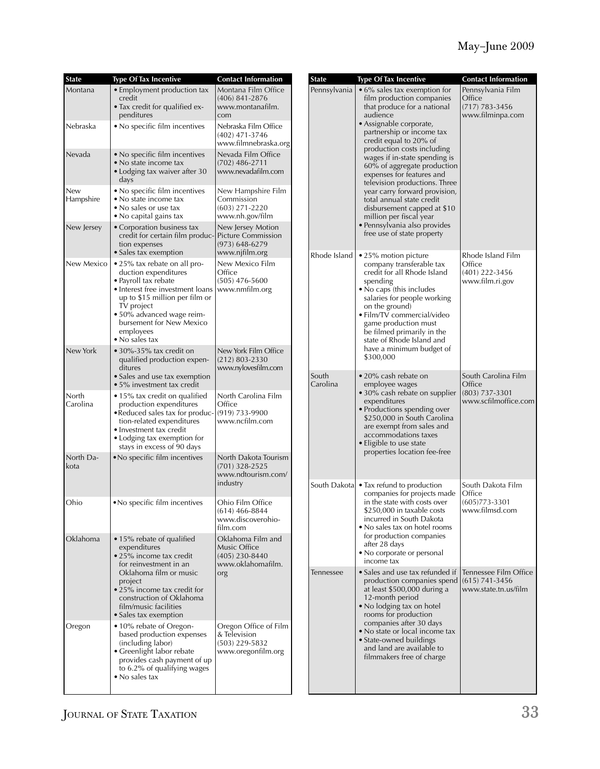| State | Type Of Tax Incentive | Contact Information |
|---|---|---|
| Montana | • Employment production tax credit<br>• Tax credit for qualified expenditures | Montana Film Office<br>(406) 841-2876<br>www.montanafilm.com |
| Nebraska | • No specific film incentives | Nebraska Film Office<br>(402) 471-3746<br>www.filmnebraska.org |
| Nevada | • No specific film incentives<br>• No state income tax<br>• Lodging tax waiver after 30 days | Nevada Film Office<br>(702) 486-2711<br>www.nevadafilm.com |
| New Hampshire | • No specific film incentives<br>• No state income tax<br>• No sales or use tax<br>• No capital gains tax | New Hampshire Film Commission<br>(603) 271-2220<br>www.nh.gov/film |
| New Jersey | • Corporation business tax credit for certain film production expenses<br>• Sales tax exemption | New Jersey Motion Picture Commission<br>(973) 648-6279<br>www.njfilm.org |
| New Mexico | • 25% tax rebate on all production expenditures<br>• Payroll tax rebate<br>• Interest free investment loans up to $15 million per film or TV project<br>• 50% advanced wage reimbursement for New Mexico employees<br>• No sales tax | New Mexico Film Office<br>(505) 476-5600<br>www.nmfilm.org |
| New York | • 30%-35% tax credit on qualified production expenditures<br>• Sales and use tax exemption<br>• 5% investment tax credit | New York Film Office<br>(212) 803-2330<br>www.nylovesfilm.com |
| North Carolina | • 15% tax credit on qualified production expenditures<br>• Reduced sales tax for production-related expenditures<br>• Investment tax credit<br>• Lodging tax exemption for stays in excess of 90 days | North Carolina Film Office<br>(919) 733-9900<br>www.ncfilm.com |
| North Dakota | • No specific film incentives | North Dakota Tourism<br>(701) 328-2525<br>www.ndtourism.com/industry |
| Ohio | • No specific film incentives | Ohio Film Office<br>(614) 466-8844<br>www.discoverohio-film.com |
| Oklahoma | • 15% rebate of qualified expenditures<br>• 25% income tax credit for reinvestment in an Oklahoma film or music project<br>• 25% income tax credit for construction of Oklahoma film/music facilities<br>• Sales tax exemption | Oklahoma Film and Music Office<br>(405) 230-8440<br>www.oklahomafilm.org |
| Oregon | • 10% rebate of Oregon-based production expenses (including labor)<br>• Greenlight labor rebate provides cash payment of up to 6.2% of qualifying wages<br>• No sales tax | Oregon Office of Film & Television<br>(503) 229-5832<br>www.oregonfilm.org |
| Pennsylvania | • 6% sales tax exemption for film production companies that produce for a national audience<br>• Assignable corporate, partnership or income tax credit equal to 20% of production costs including wages if in-state spending is 60% of aggregate production expenses for features and television productions. Three year carry forward provision, total annual state credit disbursement capped at $10 million per fiscal year<br>• Pennsylvania also provides free use of state property | Pennsylvania Film Office<br>(717) 783-3456<br>www.filminpa.com |
| Rhode Island | • 25% motion picture company transferable tax credit for all Rhode Island spending<br>• No caps (this includes salaries for people working on the ground)<br>• Film/TV commercial/video game production must be filmed primarily in the state of Rhode Island and have a minimum budget of $300,000 | Rhode Island Film Office<br>(401) 222-3456<br>www.film.ri.gov |
| South Carolina | • 20% cash rebate on employee wages<br>• 30% cash rebate on supplier expenditures<br>• Productions spending over $250,000 in South Carolina are exempt from sales and accommodations taxes<br>• Eligible to use state properties location fee-free | South Carolina Film Office<br>(803) 737-3301<br>www.scfilmoffice.com |
| South Dakota | • Tax refund to production companies for projects made in the state with costs over $250,000 in taxable costs incurred in South Dakota<br>• No sales tax on hotel rooms for production companies after 28 days<br>• No corporate or personal income tax | South Dakota Film Office<br>(605)773-3301<br>www.filmsd.com |
| Tennessee | • Sales and use tax refunded if production companies spend at least $500,000 during a 12-month period<br>• No lodging tax on hotel rooms for production companies after 30 days<br>• No state or local income tax<br>• State-owned buildings and land are available to filmmakers free of charge | Tennessee Film Office<br>(615) 741-3456<br>www.state.tn.us/film |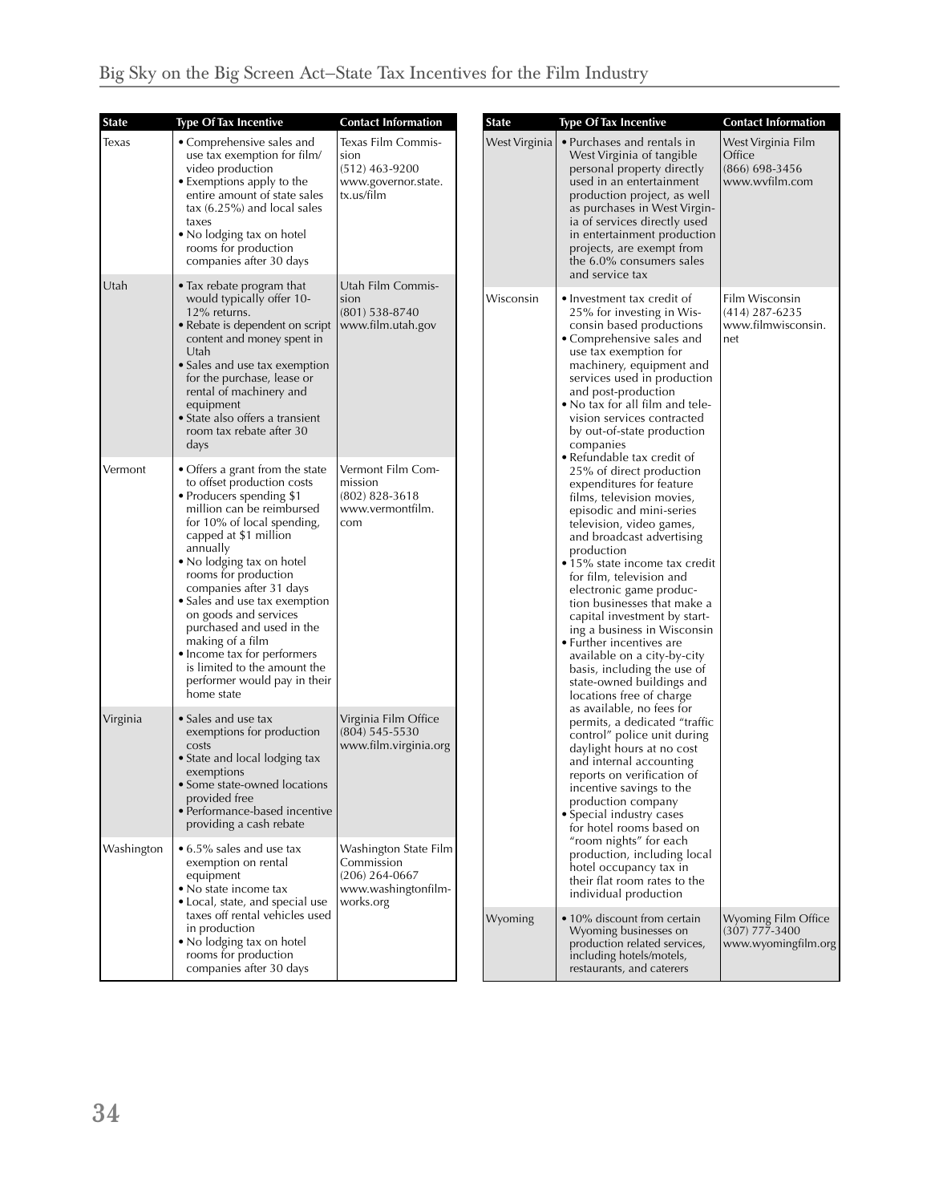| State | Type Of Tax Incentive | Contact Information |
|---|---|---|
| Texas | • Comprehensive sales and use tax exemption for film/video production<br>• Exemptions apply to the entire amount of state sales tax (6.25%) and local sales taxes<br>• No lodging tax on hotel rooms for production companies after 30 days | Texas Film Commission<br>(512) 463-9200<br>www.governor.state.tx.us/film |
| Utah | • Tax rebate program that would typically offer 10-12% returns.<br>• Rebate is dependent on script content and money spent in Utah<br>• Sales and use tax exemption for the purchase, lease or rental of machinery and equipment<br>• State also offers a transient room tax rebate after 30 days | Utah Film Commission<br>(801) 538-8740<br>www.film.utah.gov |
| Vermont | • Offers a grant from the state to offset production costs<br>• Producers spending $1 million can be reimbursed for 10% of local spending, capped at $1 million annually<br>• No lodging tax on hotel rooms for production companies after 31 days<br>• Sales and use tax exemption on goods and services purchased and used in the making of a film<br>• Income tax for performers is limited to the amount the performer would pay in their home state | Vermont Film Commission<br>(802) 828-3618<br>www.vermontfilm.com |
| Virginia | • Sales and use tax exemptions for production costs<br>• State and local lodging tax exemptions<br>• Some state-owned locations provided free<br>• Performance-based incentive providing a cash rebate | Virginia Film Office<br>(804) 545-5530<br>www.film.virginia.org |
| Washington | • 6.5% sales and use tax exemption on rental equipment<br>• No state income tax<br>• Local, state, and special use taxes off rental vehicles used in production<br>• No lodging tax on hotel rooms for production companies after 30 days | Washington State Film Commission<br>(206) 264-0667<br>www.washingtonfilmworks.org |
| West Virginia | • Purchases and rentals in West Virginia of tangible personal property directly used in an entertainment production project, as well as purchases in West Virginia of services directly used in entertainment production projects, are exempt from the 6.0% consumers sales and service tax | West Virginia Film Office<br>(866) 698-3456<br>www.wvfilm.com |
| Wisconsin | • Investment tax credit of 25% for investing in Wisconsin based productions<br>• Comprehensive sales and use tax exemption for machinery, equipment and services used in production and post-production<br>• No tax for all film and television services contracted by out-of-state production companies<br>• Refundable tax credit of 25% of direct production expenditures for feature films, television movies, episodic and mini-series television, video games, and broadcast advertising production<br>• 15% state income tax credit for film, television and electronic game production businesses that make a capital investment by starting a business in Wisconsin<br>• Further incentives are available on a city-by-city basis, including the use of state-owned buildings and locations free of charge as available, no fees for permits, a dedicated "traffic control" police unit during daylight hours at no cost and internal accounting reports on verification of incentive savings to the production company<br>• Special industry cases for hotel rooms based on "room nights" for each production, including local hotel occupancy tax in their flat room rates to the individual production | Film Wisconsin<br>(414) 287-6235<br>www.filmwisconsin.net |
| Wyoming | • 10% discount from certain Wyoming businesses on production related services, including hotels/motels, restaurants, and caterers | Wyoming Film Office<br>(307) 777-3400<br>www.wyomingfilm.org |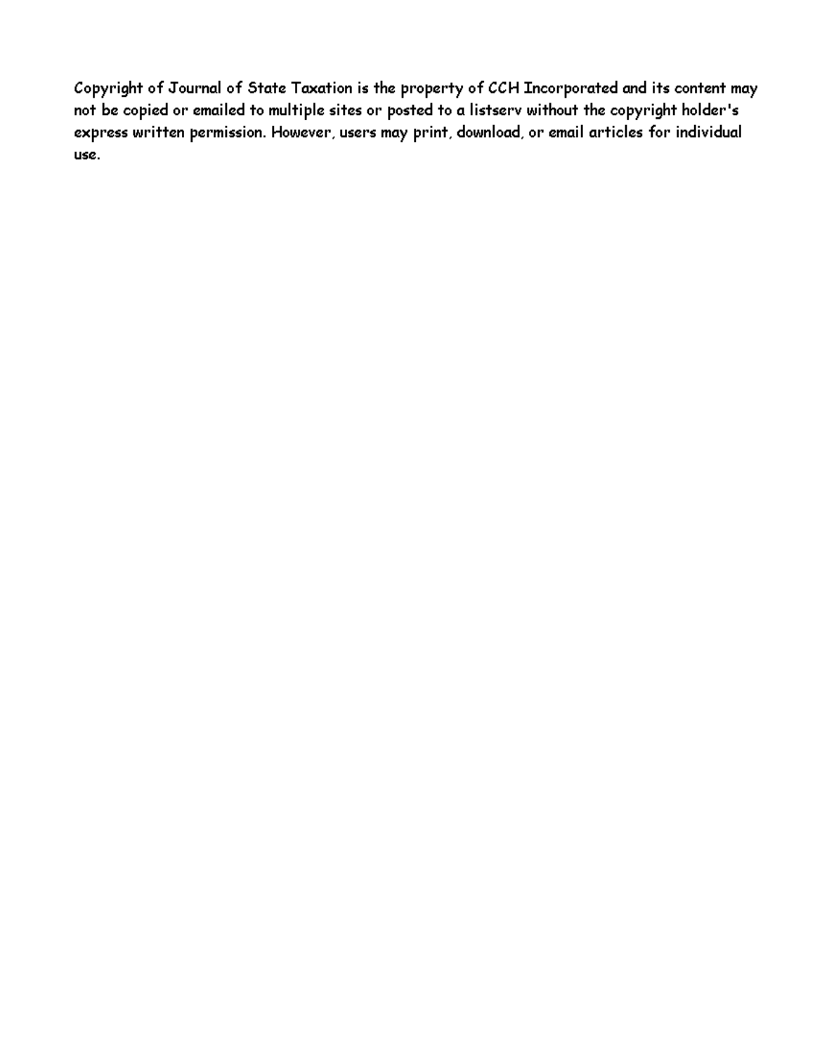Copyright of Journal of State Taxation is the property of CCH Incorporated and its content may not be copied or emailed to multiple sites or posted to a listserv without the copyright holder's express written permission. However, users may print, download, or email articles for individual use.